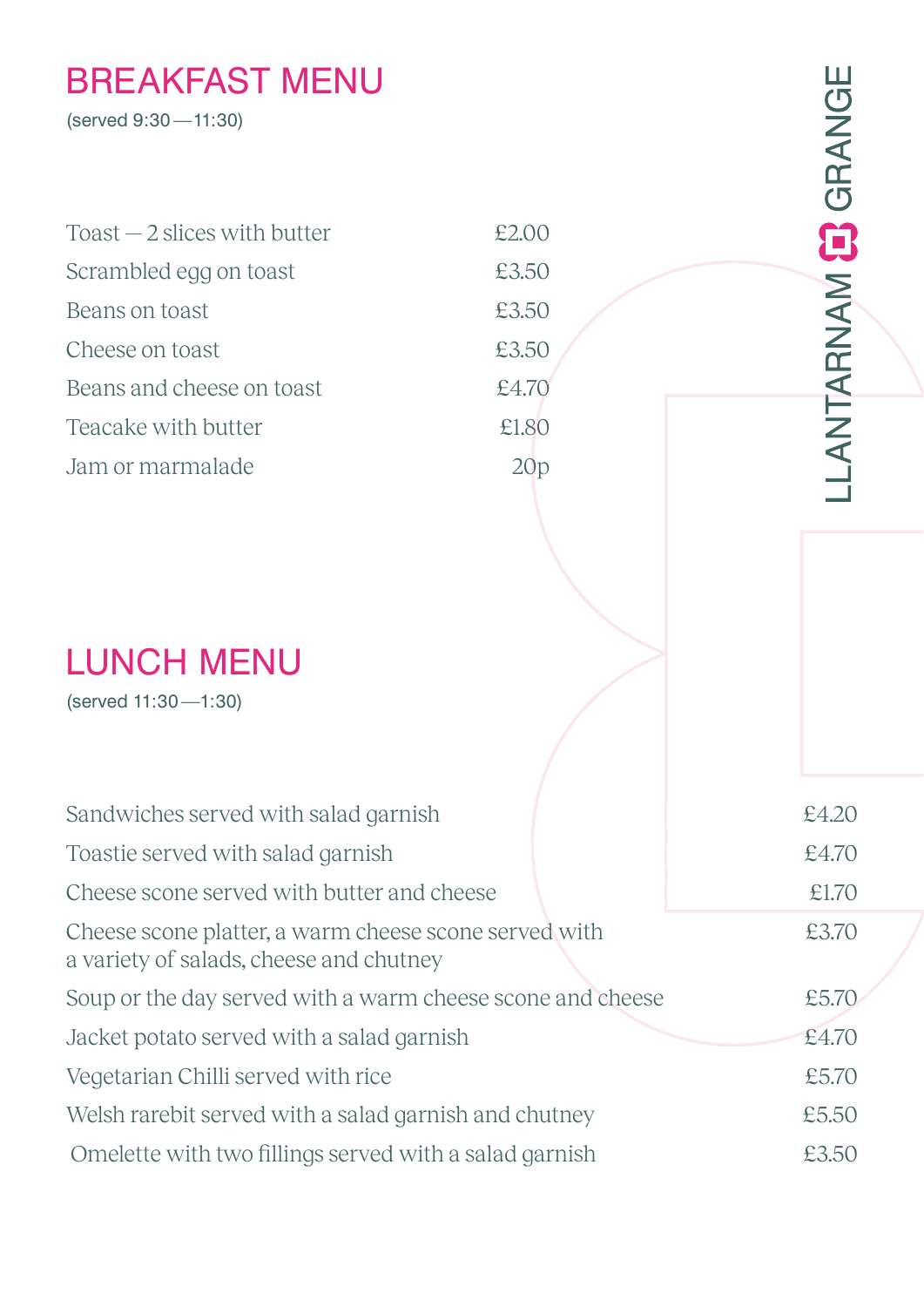LLANTARNAM GRANGE

# BREAKFAST MENU

(served 9:30 — 11:30)

| Item | Price |
|---|---|
| Toast — 2 slices with butter | £2.00 |
| Scrambled egg on toast | £3.50 |
| Beans on toast | £3.50 |
| Cheese on toast | £3.50 |
| Beans and cheese on toast | £4.70 |
| Teacake with butter | £1.80 |
| Jam or marmalade | 20p |

# LUNCH MENU

(served 11:30 — 1:30)

| Item | Price |
|---|---|
| Sandwiches served with salad garnish | £4.20 |
| Toastie served with salad garnish | £4.70 |
| Cheese scone served with butter and cheese | £1.70 |
| Cheese scone platter, a warm cheese scone served with a variety of salads, cheese and chutney | £3.70 |
| Soup or the day served with a warm cheese scone and cheese | £5.70 |
| Jacket potato served with a salad garnish | £4.70 |
| Vegetarian Chilli served with rice | £5.70 |
| Welsh rarebit served with a salad garnish and chutney | £5.50 |
| Omelette with two fillings served with a salad garnish | £3.50 |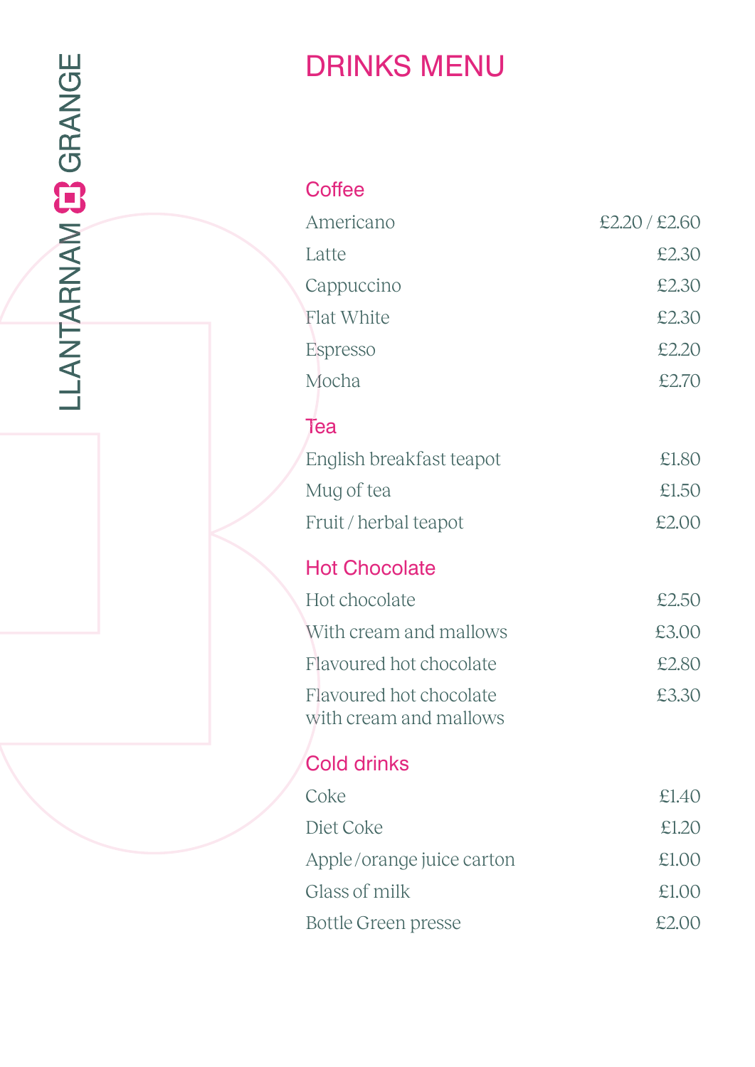LLANTARNAM GRANGE

# DRINKS MENU

## Coffee

| | |
|---|---|
| Americano | £2.20 / £2.60 |
| Latte | £2.30 |
| Cappuccino | £2.30 |
| Flat White | £2.30 |
| Espresso | £2.20 |
| Mocha | £2.70 |

## Tea

| | |
|---|---|
| English breakfast teapot | £1.80 |
| Mug of tea | £1.50 |
| Fruit / herbal teapot | £2.00 |

## Hot Chocolate

| | |
|---|---|
| Hot chocolate | £2.50 |
| With cream and mallows | £3.00 |
| Flavoured hot chocolate | £2.80 |
| Flavoured hot chocolate with cream and mallows | £3.30 |

## Cold drinks

| | |
|---|---|
| Coke | £1.40 |
| Diet Coke | £1.20 |
| Apple / orange juice carton | £1.00 |
| Glass of milk | £1.00 |
| Bottle Green presse | £2.00 |